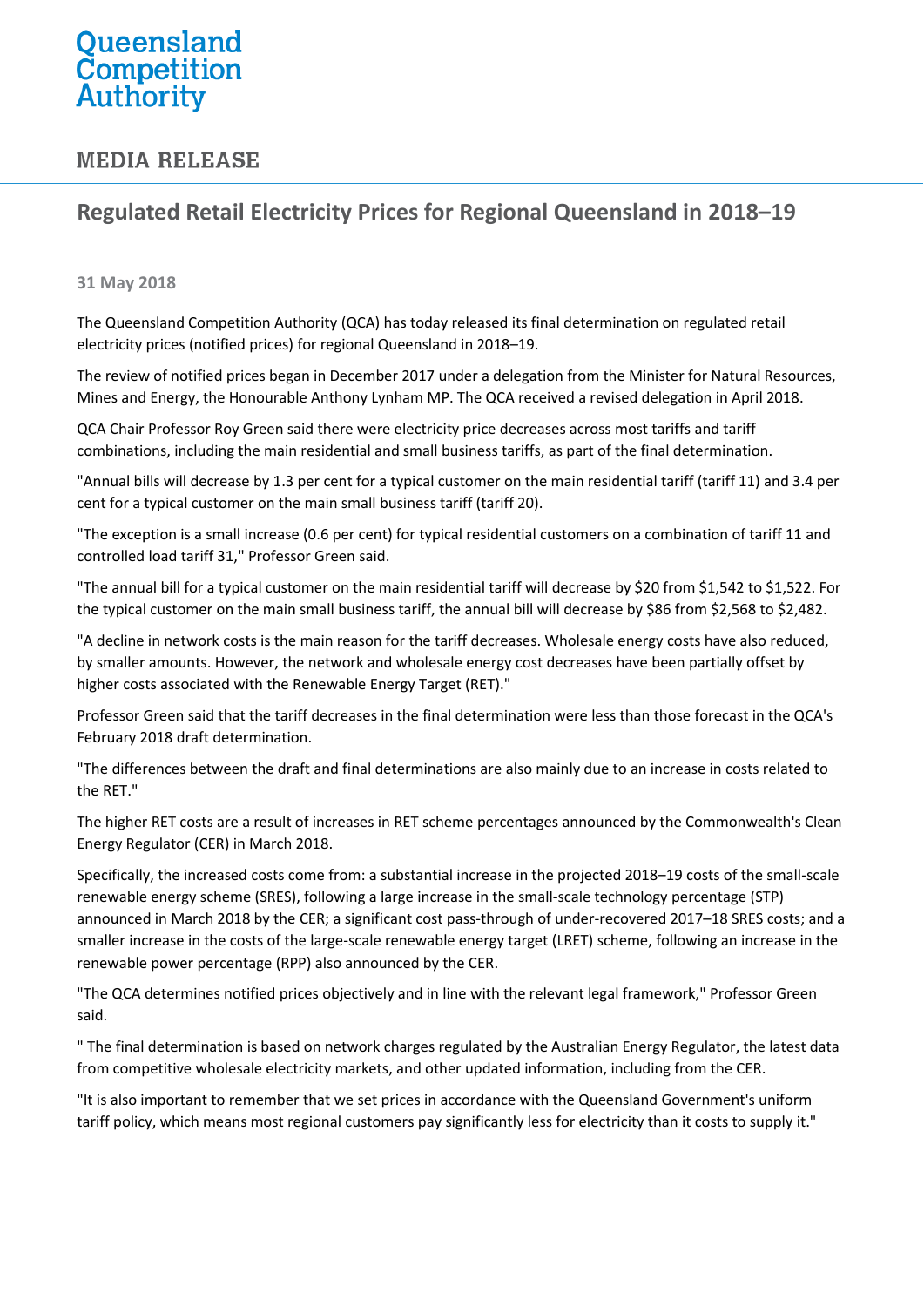Queensland Competition Authority

## MEDIA RELEASE

# Regulated Retail Electricity Prices for Regional Queensland in 2018–19

**31 May 2018**

The Queensland Competition Authority (QCA) has today released its final determination on regulated retail electricity prices (notified prices) for regional Queensland in 2018–19.

The review of notified prices began in December 2017 under a delegation from the Minister for Natural Resources, Mines and Energy, the Honourable Anthony Lynham MP. The QCA received a revised delegation in April 2018.

QCA Chair Professor Roy Green said there were electricity price decreases across most tariffs and tariff combinations, including the main residential and small business tariffs, as part of the final determination.

"Annual bills will decrease by 1.3 per cent for a typical customer on the main residential tariff (tariff 11) and 3.4 per cent for a typical customer on the main small business tariff (tariff 20).

"The exception is a small increase (0.6 per cent) for typical residential customers on a combination of tariff 11 and controlled load tariff 31," Professor Green said.

"The annual bill for a typical customer on the main residential tariff will decrease by $20 from $1,542 to $1,522. For the typical customer on the main small business tariff, the annual bill will decrease by $86 from $2,568 to $2,482.

"A decline in network costs is the main reason for the tariff decreases. Wholesale energy costs have also reduced, by smaller amounts. However, the network and wholesale energy cost decreases have been partially offset by higher costs associated with the Renewable Energy Target (RET)."

Professor Green said that the tariff decreases in the final determination were less than those forecast in the QCA's February 2018 draft determination.

"The differences between the draft and final determinations are also mainly due to an increase in costs related to the RET."

The higher RET costs are a result of increases in RET scheme percentages announced by the Commonwealth's Clean Energy Regulator (CER) in March 2018.

Specifically, the increased costs come from: a substantial increase in the projected 2018–19 costs of the small-scale renewable energy scheme (SRES), following a large increase in the small-scale technology percentage (STP) announced in March 2018 by the CER; a significant cost pass-through of under-recovered 2017–18 SRES costs; and a smaller increase in the costs of the large-scale renewable energy target (LRET) scheme, following an increase in the renewable power percentage (RPP) also announced by the CER.

"The QCA determines notified prices objectively and in line with the relevant legal framework," Professor Green said.

" The final determination is based on network charges regulated by the Australian Energy Regulator, the latest data from competitive wholesale electricity markets, and other updated information, including from the CER.

"It is also important to remember that we set prices in accordance with the Queensland Government's uniform tariff policy, which means most regional customers pay significantly less for electricity than it costs to supply it."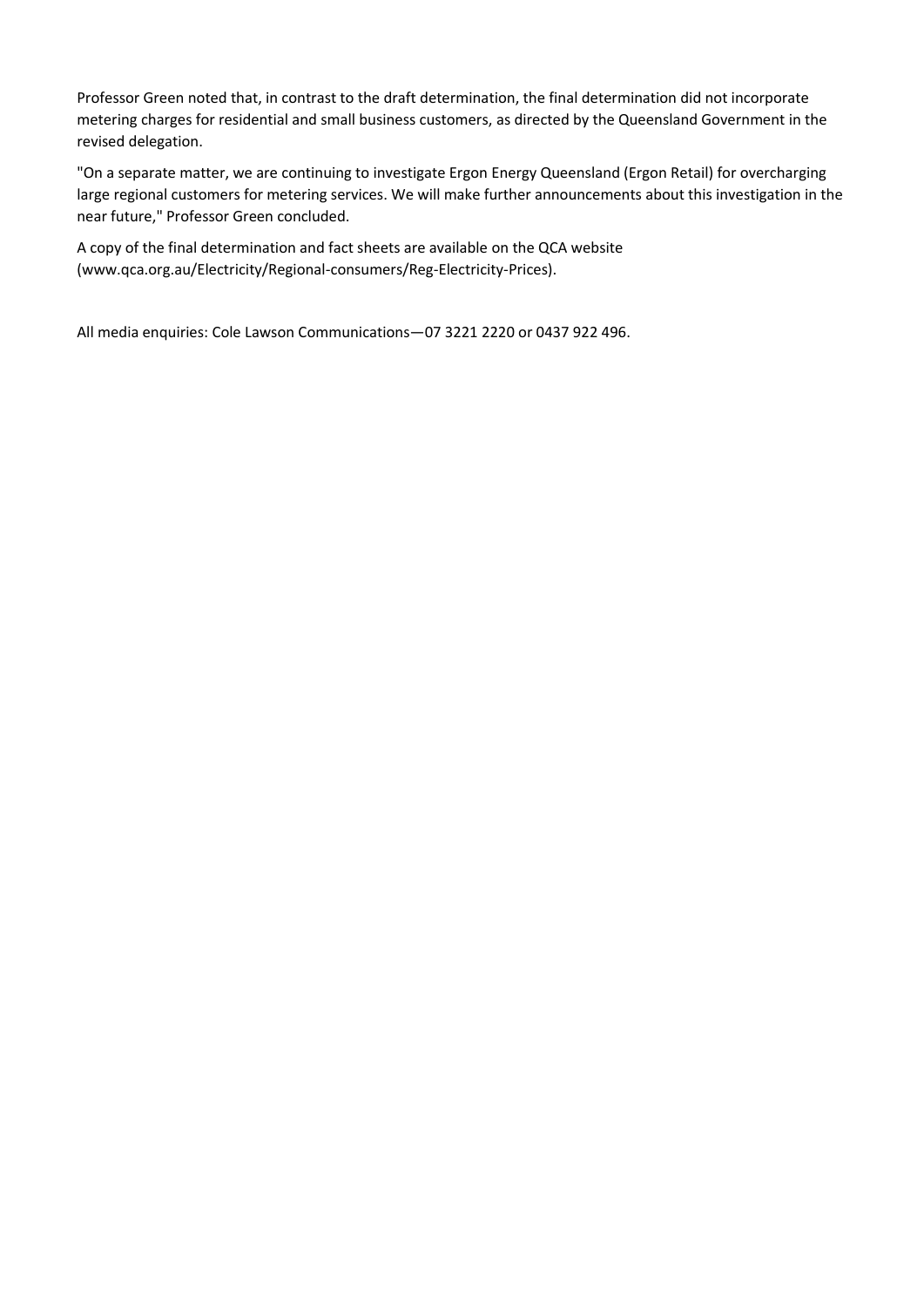Professor Green noted that, in contrast to the draft determination, the final determination did not incorporate metering charges for residential and small business customers, as directed by the Queensland Government in the revised delegation.

"On a separate matter, we are continuing to investigate Ergon Energy Queensland (Ergon Retail) for overcharging large regional customers for metering services. We will make further announcements about this investigation in the near future," Professor Green concluded.

A copy of the final determination and fact sheets are available on the QCA website (www.qca.org.au/Electricity/Regional-consumers/Reg-Electricity-Prices).

All media enquiries: Cole Lawson Communications—07 3221 2220 or 0437 922 496.